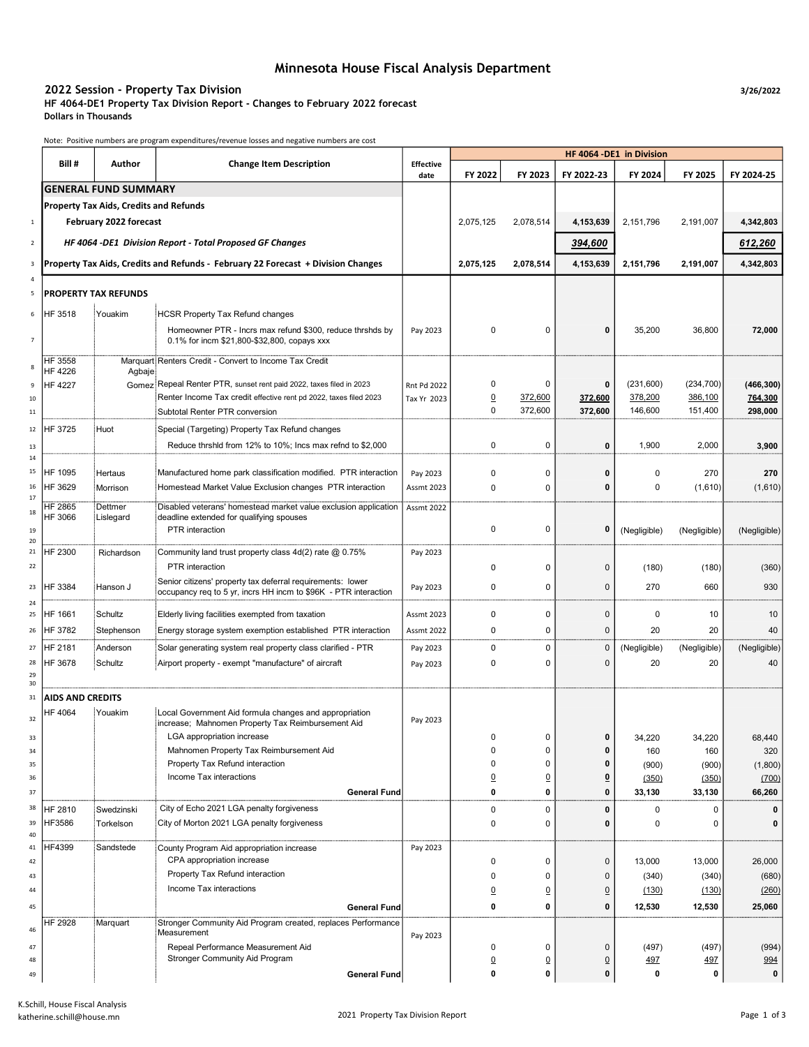# Minnesota House Fiscal Analysis Department

**2022 Session - Property Tax Division** 3/26/2022

**HF 4064-DE1 Property Tax Division Report - Changes to February 2022 forecast**

**Dollars in Thousands**

Note: Positive numbers are program expenditures/revenue losses and negative numbers are cost

| | Bill # | Author | Change Item Description | Effective date | FY 2022 | FY 2023 | FY 2022-23 | FY 2024 | FY 2025 | FY 2024-25 |
|---|---|---|---|---|---|---|---|---|---|---|
| | | | | | HF 4064 -DE1 in Division | | | | | |
| | **GENERAL FUND SUMMARY** | | | | | | | | | |
| | **Property Tax Aids, Credits and Refunds** | | | | | | | | | |
| 1 | **February 2022 forecast** | | | | 2,075,125 | 2,078,514 | **4,153,639** | 2,151,796 | 2,191,007 | **4,342,803** |
| 2 | ***HF 4064 -DE1 Division Report - Total Proposed GF Changes*** | | | | | | ***394,600*** | | | ***612,260*** |
| 3 | **Property Tax Aids, Credits and Refunds - February 22 Forecast + Division Changes** | | | | **2,075,125** | **2,078,514** | **4,153,639** | **2,151,796** | **2,191,007** | **4,342,803** |
| 4 | | | | | | | | | | |
| 5 | **PROPERTY TAX REFUNDS** | | | | | | | | | |
| 6 | HF 3518 | Youakim | HCSR Property Tax Refund changes | | | | | | | |
| 7 | | | Homeowner PTR - Incrs max refund $300, reduce thrshds by 0.1% for incm $21,800-$32,800, copays xxx | Pay 2023 | 0 | 0 | **0** | 35,200 | 36,800 | **72,000** |
| 8 | HF 3558 HF 4226 | Marquart Agbaje | Renters Credit - Convert to Income Tax Credit | | | | | | | |
| 9 | HF 4227 | Gomez | Repeal Renter PTR, sunset rent paid 2022, taxes filed in 2023 | Rnt Pd 2022 | 0 | 0 | **0** | (231,600) | (234,700) | **(466,300)** |
| 10 | | | Renter Income Tax credit effective rent pd 2022, taxes filed 2023 | Tax Yr 2023 | 0 | 372,600 | **372,600** | 378,200 | 386,100 | **764,300** |
| 11 | | | Subtotal Renter PTR conversion | | 0 | 372,600 | **372,600** | 146,600 | 151,400 | **298,000** |
| 12 | HF 3725 | Huot | Special (Targeting) Property Tax Refund changes | | | | | | | |
| 13 | | | Reduce thrshld from 12% to 10%; Incs max refnd to $2,000 | | 0 | 0 | **0** | 1,900 | 2,000 | **3,900** |
| 14 | | | | | | | | | | |
| 15 | HF 1095 | Hertaus | Manufactured home park classification modified. PTR interaction | Pay 2023 | 0 | 0 | **0** | 0 | 270 | **270** |
| 16 | HF 3629 | Morrison | Homestead Market Value Exclusion changes PTR interaction | Assmt 2023 | 0 | 0 | **0** | 0 | (1,610) | (1,610) |
| 17 | | | | | | | | | | |
| 18 | HF 2865 HF 3066 | Dettmer Lislegard | Disabled veterans' homestead market value exclusion application deadline extended for qualifying spouses | Assmt 2022 | | | | | | |
| 19 | | | PTR interaction | | 0 | 0 | **0** | (Negligible) | (Negligible) | (Negligible) |
| 20 | | | | | | | | | | |
| 21 | HF 2300 | Richardson | Community land trust property class 4d(2) rate @ 0.75% | Pay 2023 | | | | | | |
| 22 | | | PTR interaction | | 0 | 0 | 0 | (180) | (180) | (360) |
| 23 | HF 3384 | Hanson J | Senior citizens' property tax deferral requirements: lower occupancy req to 5 yr, incrs HH incm to $96K - PTR interaction | Pay 2023 | 0 | 0 | 0 | 270 | 660 | 930 |
| 24 | | | | | | | | | | |
| 25 | HF 1661 | Schultz | Elderly living facilities exempted from taxation | Assmt 2023 | 0 | 0 | 0 | 0 | 10 | 10 |
| 26 | HF 3782 | Stephenson | Energy storage system exemption established PTR interaction | Assmt 2022 | 0 | 0 | 0 | 20 | 20 | 40 |
| 27 | HF 2181 | Anderson | Solar generating system real property class clarified - PTR | Pay 2023 | 0 | 0 | 0 | (Negligible) | (Negligible) | (Negligible) |
| 28 | HF 3678 | Schultz | Airport property - exempt "manufacture" of aircraft | Pay 2023 | 0 | 0 | 0 | 20 | 20 | 40 |
| 29 | | | | | | | | | | |
| 30 | | | | | | | | | | |
| 31 | **AIDS AND CREDITS** | | | | | | | | | |
| 32 | HF 4064 | Youakim | Local Government Aid formula changes and appropriation increase; Mahnomen Property Tax Reimbursement Aid | Pay 2023 | | | | | | |
| 33 | | | LGA appropriation increase | | 0 | 0 | **0** | 34,220 | 34,220 | 68,440 |
| 34 | | | Mahnomen Property Tax Reimbursement Aid | | 0 | 0 | **0** | 160 | 160 | 320 |
| 35 | | | Property Tax Refund interaction | | 0 | 0 | **0** | (900) | (900) | (1,800) |
| 36 | | | Income Tax interactions | | 0 | 0 | **0** | (350) | (350) | (700) |
| 37 | | | **General Fund** | | **0** | **0** | **0** | **33,130** | **33,130** | **66,260** |
| 38 | HF 2810 | Swedzinski | City of Echo 2021 LGA penalty forgiveness | | 0 | 0 | **0** | 0 | 0 | **0** |
| 39 | HF3586 | Torkelson | City of Morton 2021 LGA penalty forgiveness | | 0 | 0 | **0** | 0 | 0 | **0** |
| 40 | | | | | | | | | | |
| 41 | HF4399 | Sandstede | County Program Aid appropriation increase | Pay 2023 | | | | | | |
| 42 | | | CPA appropriation increase | | 0 | 0 | 0 | 13,000 | 13,000 | 26,000 |
| 43 | | | Property Tax Refund interaction | | 0 | 0 | 0 | (340) | (340) | (680) |
| 44 | | | Income Tax interactions | | 0 | 0 | 0 | (130) | (130) | (260) |
| 45 | | | **General Fund** | | **0** | **0** | **0** | **12,530** | **12,530** | **25,060** |
| 46 | HF 2928 | Marquart | Stronger Community Aid Program created, replaces Performance Measurement | Pay 2023 | | | | | | |
| 47 | | | Repeal Performance Measurement Aid | | 0 | 0 | 0 | (497) | (497) | (994) |
| 48 | | | Stronger Community Aid Program | | 0 | 0 | 0 | 497 | 497 | 994 |
| 49 | | | **General Fund** | | **0** | **0** | **0** | **0** | **0** | **0** |

K.Schill, House Fiscal Analysis
katherine.schill@house.mn

2021 Property Tax Division Report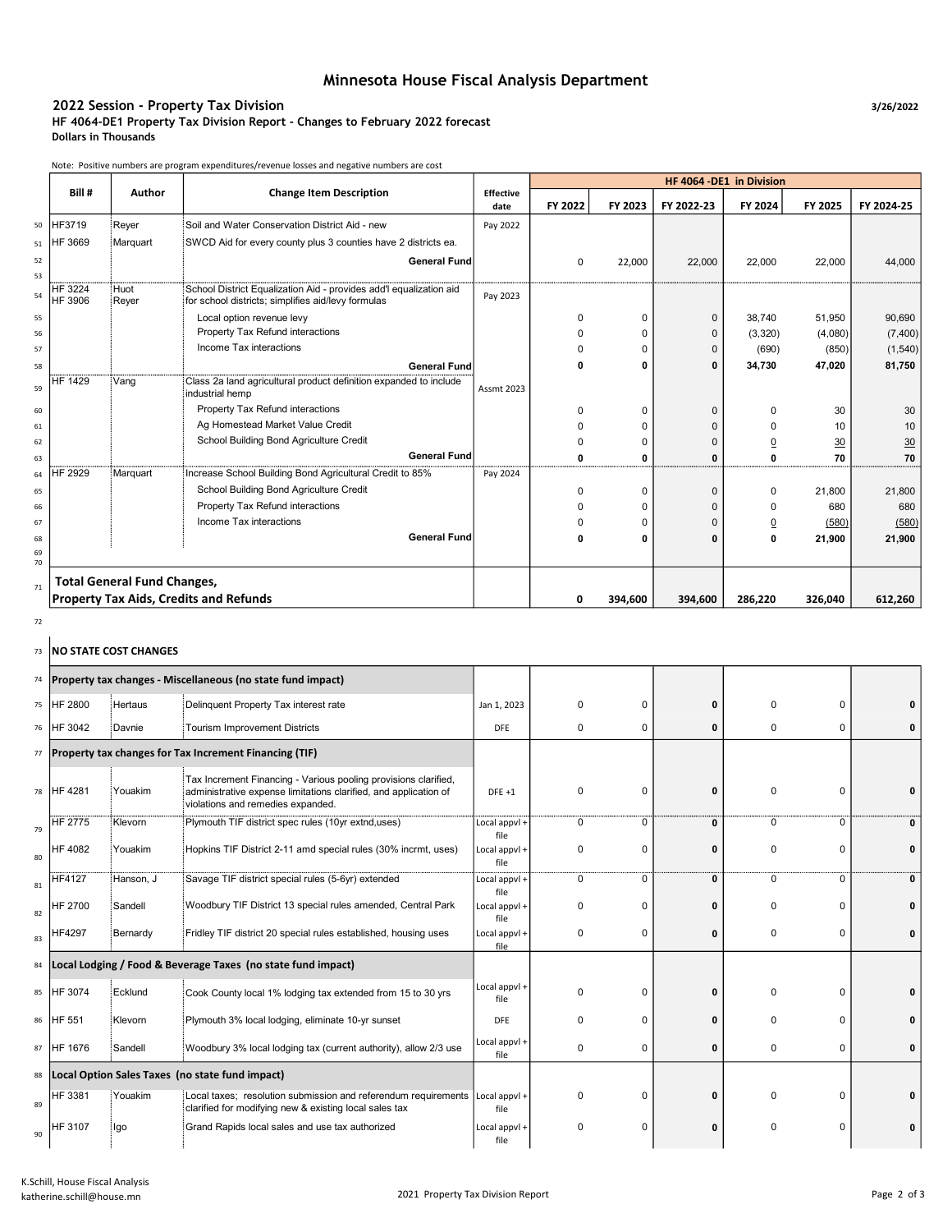# Minnesota House Fiscal Analysis Department

## 2022 Session - Property Tax Division

3/26/2022

**HF 4064-DE1 Property Tax Division Report - Changes to February 2022 forecast**
**Dollars in Thousands**

Note: Positive numbers are program expenditures/revenue losses and negative numbers are cost

| | Bill # | Author | Change Item Description | Effective date | FY 2022 | FY 2023 | FY 2022-23 | FY 2024 | FY 2025 | FY 2024-25 |
|---|---|---|---|---|---|---|---|---|---|---|
| | | | | | HF 4064 -DE1 in Division | | | | | |
| 50 | HF3719 | Reyer | Soil and Water Conservation District Aid - new | Pay 2022 | | | | | | |
| 51 | HF 3669 | Marquart | SWCD Aid for every county plus 3 counties have 2 districts ea. | | | | | | | |
| 52 | | | **General Fund** | | 0 | 22,000 | 22,000 | 22,000 | 22,000 | 44,000 |
| 53 | | | | | | | | | | |
| 54 | HF 3224 HF 3906 | Huot Reyer | School District Equalization Aid - provides add'l equalization aid for school districts; simplifies aid/levy formulas | Pay 2023 | | | | | | |
| 55 | | | Local option revenue levy | | 0 | 0 | 0 | 38,740 | 51,950 | 90,690 |
| 56 | | | Property Tax Refund interactions | | 0 | 0 | 0 | (3,320) | (4,080) | (7,400) |
| 57 | | | Income Tax interactions | | 0 | 0 | 0 | (690) | (850) | (1,540) |
| 58 | | | **General Fund** | | **0** | **0** | **0** | **34,730** | **47,020** | **81,750** |
| 59 | HF 1429 | Vang | Class 2a land agricultural product definition expanded to include industrial hemp | Assmt 2023 | | | | | | |
| 60 | | | Property Tax Refund interactions | | 0 | 0 | 0 | 0 | 30 | 30 |
| 61 | | | Ag Homestead Market Value Credit | | 0 | 0 | 0 | 0 | 10 | 10 |
| 62 | | | School Building Bond Agriculture Credit | | 0 | 0 | 0 | 0 | 30 | 30 |
| 63 | | | **General Fund** | | **0** | **0** | **0** | **0** | **70** | **70** |
| 64 | HF 2929 | Marquart | Increase School Building Bond Agricultural Credit to 85% | Pay 2024 | | | | | | |
| 65 | | | School Building Bond Agriculture Credit | | 0 | 0 | 0 | 0 | 21,800 | 21,800 |
| 66 | | | Property Tax Refund interactions | | 0 | 0 | 0 | 0 | 680 | 680 |
| 67 | | | Income Tax interactions | | 0 | 0 | 0 | 0 | (580) | (580) |
| 68 | | | **General Fund** | | **0** | **0** | **0** | **0** | **21,900** | **21,900** |
| 69 | | | | | | | | | | |
| 70 | | | | | | | | | | |
| 71 | **Total General Fund Changes, Property Tax Aids, Credits and Refunds** | | | | **0** | **394,600** | **394,600** | **286,220** | **326,040** | **612,260** |
| 72 | | | | | | | | | | |
| 73 | **NO STATE COST CHANGES** | | | | | | | | | |
| 74 | **Property tax changes - Miscellaneous (no state fund impact)** | | | | | | | | | |
| 75 | HF 2800 | Hertaus | Delinquent Property Tax interest rate | Jan 1, 2023 | 0 | 0 | **0** | 0 | 0 | **0** |
| 76 | HF 3042 | Davnie | Tourism Improvement Districts | DFE | 0 | 0 | **0** | 0 | 0 | **0** |
| 77 | **Property tax changes for Tax Increment Financing (TIF)** | | | | | | | | | |
| 78 | HF 4281 | Youakim | Tax Increment Financing - Various pooling provisions clarified, administrative expense limitations clarified, and application of violations and remedies expanded. | DFE +1 | 0 | 0 | **0** | 0 | 0 | **0** |
| 79 | HF 2775 | Klevorn | Plymouth TIF district spec rules (10yr extnd,uses) | Local appvl + file | 0 | 0 | **0** | 0 | 0 | **0** |
| 80 | HF 4082 | Youakim | Hopkins TIF District 2-11 amd special rules (30% incrmt, uses) | Local appvl + file | 0 | 0 | **0** | 0 | 0 | **0** |
| 81 | HF4127 | Hanson, J | Savage TIF district special rules (5-6yr) extended | Local appvl + file | 0 | 0 | **0** | 0 | 0 | **0** |
| 82 | HF 2700 | Sandell | Woodbury TIF District 13 special rules amended, Central Park | Local appvl + file | 0 | 0 | **0** | 0 | 0 | **0** |
| 83 | HF4297 | Bernardy | Fridley TIF district 20 special rules established, housing uses | Local appvl + file | 0 | 0 | **0** | 0 | 0 | **0** |
| 84 | **Local Lodging / Food & Beverage Taxes (no state fund impact)** | | | | | | | | | |
| 85 | HF 3074 | Ecklund | Cook County local 1% lodging tax extended from 15 to 30 yrs | Local appvl + file | 0 | 0 | **0** | 0 | 0 | **0** |
| 86 | HF 551 | Klevorn | Plymouth 3% local lodging, eliminate 10-yr sunset | DFE | 0 | 0 | **0** | 0 | 0 | **0** |
| 87 | HF 1676 | Sandell | Woodbury 3% local lodging tax (current authority), allow 2/3 use | Local appvl + file | 0 | 0 | **0** | 0 | 0 | **0** |
| 88 | **Local Option Sales Taxes (no state fund impact)** | | | | | | | | | |
| 89 | HF 3381 | Youakim | Local taxes; resolution submission and referendum requirements clarified for modifying new & existing local sales tax | Local appvl + file | 0 | 0 | **0** | 0 | 0 | **0** |
| 90 | HF 3107 | Igo | Grand Rapids local sales and use tax authorized | Local appvl + file | 0 | 0 | **0** | 0 | 0 | **0** |

K.Schill, House Fiscal Analysis
katherine.schill@house.mn

2021 Property Tax Division Report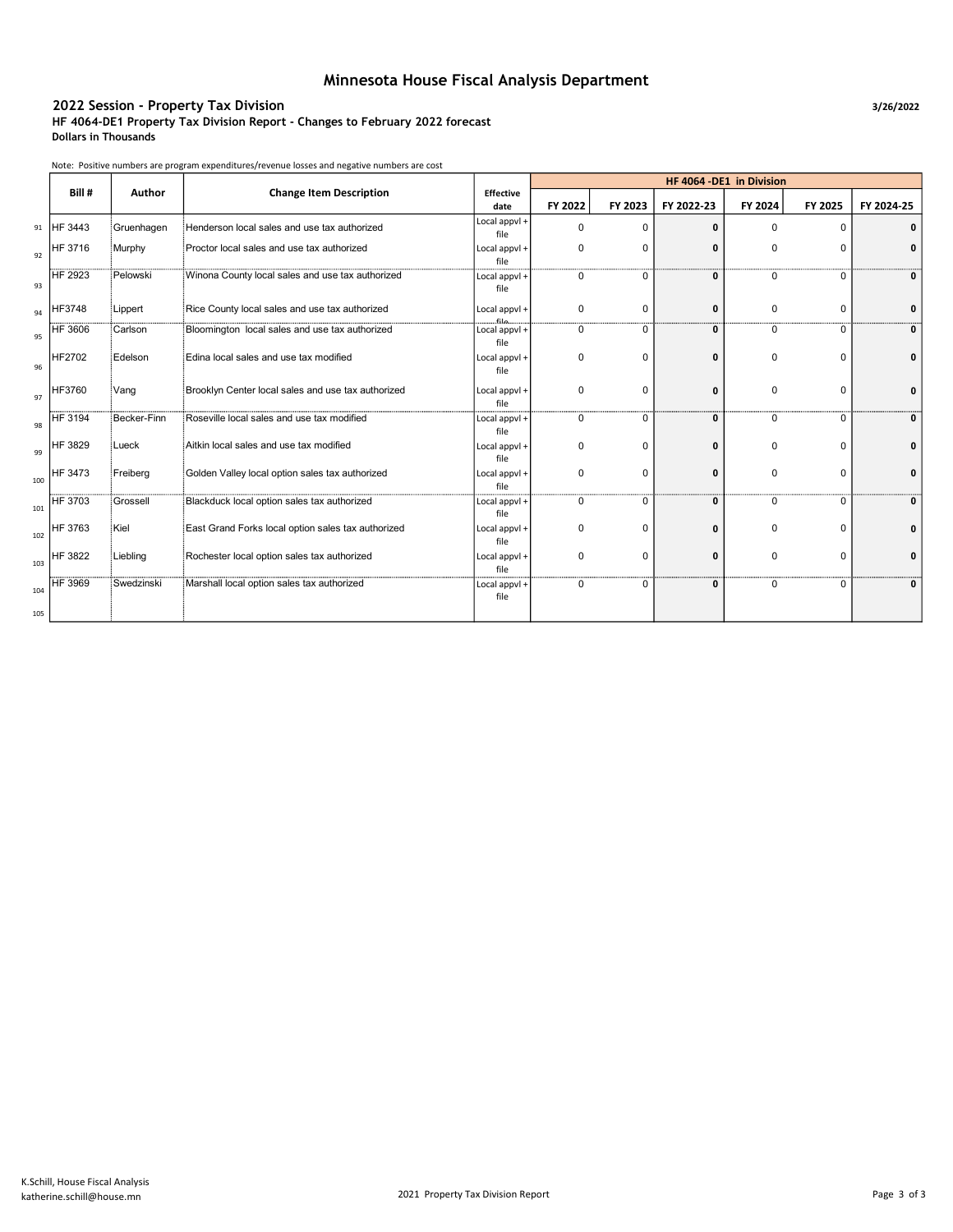# Minnesota House Fiscal Analysis Department

## 2022 Session - Property Tax Division

**3/26/2022**

**HF 4064-DE1 Property Tax Division Report - Changes to February 2022 forecast**

**Dollars in Thousands**

Note: Positive numbers are program expenditures/revenue losses and negative numbers are cost

| | Bill # | Author | Change Item Description | Effective date | HF 4064 -DE1 in Division | | | | | |
|---|---|---|---|---|---|---|---|---|---|---|
| | | | | | FY 2022 | FY 2023 | FY 2022-23 | FY 2024 | FY 2025 | FY 2024-25 |
| 91 | HF 3443 | Gruenhagen | Henderson local sales and use tax authorized | Local appvl + file | 0 | 0 | 0 | 0 | 0 | 0 |
| 92 | HF 3716 | Murphy | Proctor local sales and use tax authorized | Local appvl + file | 0 | 0 | 0 | 0 | 0 | 0 |
| 93 | HF 2923 | Pelowski | Winona County local sales and use tax authorized | Local appvl + file | 0 | 0 | 0 | 0 | 0 | 0 |
| 94 | HF3748 | Lippert | Rice County local sales and use tax authorized | Local appvl + file | 0 | 0 | 0 | 0 | 0 | 0 |
| 95 | HF 3606 | Carlson | Bloomington local sales and use tax authorized | Local appvl + file | 0 | 0 | 0 | 0 | 0 | 0 |
| 96 | HF2702 | Edelson | Edina local sales and use tax modified | Local appvl + file | 0 | 0 | 0 | 0 | 0 | 0 |
| 97 | HF3760 | Vang | Brooklyn Center local sales and use tax authorized | Local appvl + file | 0 | 0 | 0 | 0 | 0 | 0 |
| 98 | HF 3194 | Becker-Finn | Roseville local sales and use tax modified | Local appvl + file | 0 | 0 | 0 | 0 | 0 | 0 |
| 99 | HF 3829 | Lueck | Aitkin local sales and use tax modified | Local appvl + file | 0 | 0 | 0 | 0 | 0 | 0 |
| 100 | HF 3473 | Freiberg | Golden Valley local option sales tax authorized | Local appvl + file | 0 | 0 | 0 | 0 | 0 | 0 |
| 101 | HF 3703 | Grossell | Blackduck local option sales tax authorized | Local appvl + file | 0 | 0 | 0 | 0 | 0 | 0 |
| 102 | HF 3763 | Kiel | East Grand Forks local option sales tax authorized | Local appvl + file | 0 | 0 | 0 | 0 | 0 | 0 |
| 103 | HF 3822 | Liebling | Rochester local option sales tax authorized | Local appvl + file | 0 | 0 | 0 | 0 | 0 | 0 |
| 104 | HF 3969 | Swedzinski | Marshall local option sales tax authorized | Local appvl + file | 0 | 0 | 0 | 0 | 0 | 0 |
| 105 | | | | | | | | | | |

K.Schill, House Fiscal Analysis
katherine.schill@house.mn

2021 Property Tax Division Report